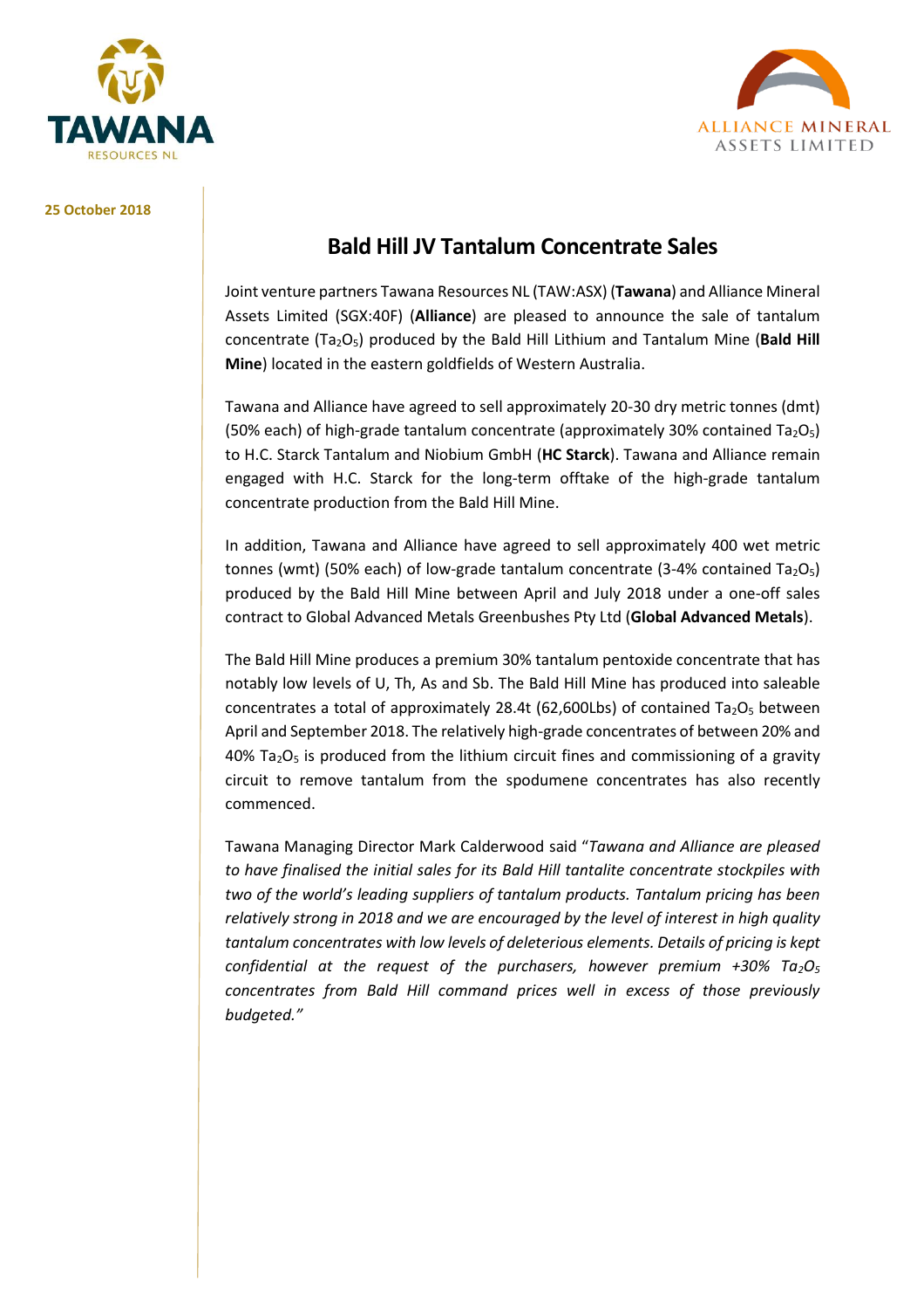25 October 2018

# Bald Hill JV Tantalum Concentrate Sales

Joint venture partners Tawana Resources NL (TAW:ASX) (**Tawana**) and Alliance Mineral Assets Limited (SGX:40F) (**Alliance**) are pleased to announce the sale of tantalum concentrate ($Ta_2O_5$) produced by the Bald Hill Lithium and Tantalum Mine (**Bald Hill Mine**) located in the eastern goldfields of Western Australia.

Tawana and Alliance have agreed to sell approximately 20-30 dry metric tonnes (dmt) (50% each) of high-grade tantalum concentrate (approximately 30% contained $Ta_2O_5$) to H.C. Starck Tantalum and Niobium GmbH (**HC Starck**). Tawana and Alliance remain engaged with H.C. Starck for the long-term offtake of the high-grade tantalum concentrate production from the Bald Hill Mine.

In addition, Tawana and Alliance have agreed to sell approximately 400 wet metric tonnes (wmt) (50% each) of low-grade tantalum concentrate (3-4% contained $Ta_2O_5$) produced by the Bald Hill Mine between April and July 2018 under a one-off sales contract to Global Advanced Metals Greenbushes Pty Ltd (**Global Advanced Metals**).

The Bald Hill Mine produces a premium 30% tantalum pentoxide concentrate that has notably low levels of U, Th, As and Sb. The Bald Hill Mine has produced into saleable concentrates a total of approximately 28.4t (62,600Lbs) of contained $Ta_2O_5$ between April and September 2018. The relatively high-grade concentrates of between 20% and 40% $Ta_2O_5$ is produced from the lithium circuit fines and commissioning of a gravity circuit to remove tantalum from the spodumene concentrates has also recently commenced.

Tawana Managing Director Mark Calderwood said "*Tawana and Alliance are pleased to have finalised the initial sales for its Bald Hill tantalite concentrate stockpiles with two of the world's leading suppliers of tantalum products. Tantalum pricing has been relatively strong in 2018 and we are encouraged by the level of interest in high quality tantalum concentrates with low levels of deleterious elements. Details of pricing is kept confidential at the request of the purchasers, however premium +30% $Ta_2O_5$ concentrates from Bald Hill command prices well in excess of those previously budgeted.*"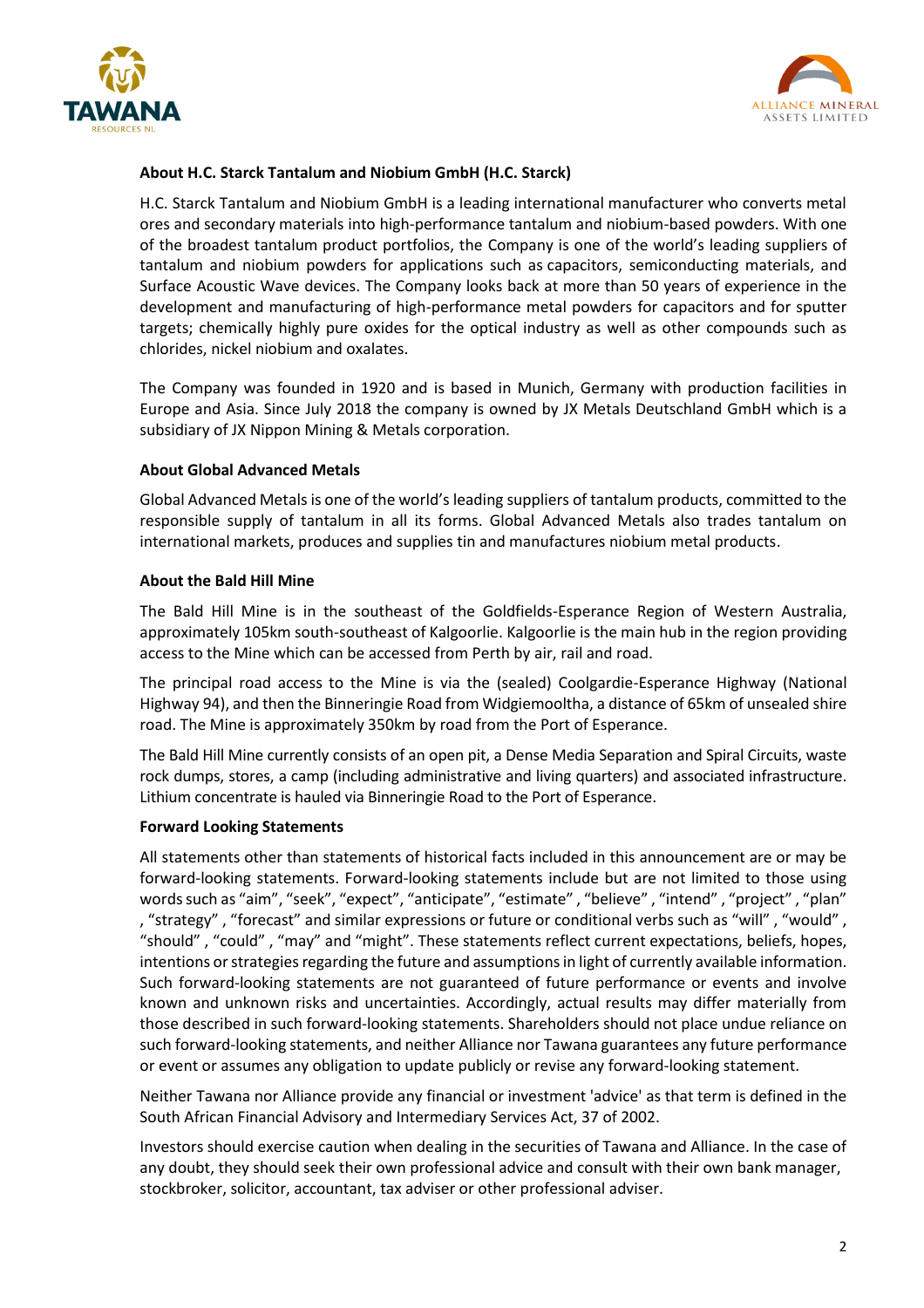### About H.C. Starck Tantalum and Niobium GmbH (H.C. Starck)

H.C. Starck Tantalum and Niobium GmbH is a leading international manufacturer who converts metal ores and secondary materials into high-performance tantalum and niobium-based powders. With one of the broadest tantalum product portfolios, the Company is one of the world's leading suppliers of tantalum and niobium powders for applications such as capacitors, semiconducting materials, and Surface Acoustic Wave devices. The Company looks back at more than 50 years of experience in the development and manufacturing of high-performance metal powders for capacitors and for sputter targets; chemically highly pure oxides for the optical industry as well as other compounds such as chlorides, nickel niobium and oxalates.

The Company was founded in 1920 and is based in Munich, Germany with production facilities in Europe and Asia. Since July 2018 the company is owned by JX Metals Deutschland GmbH which is a subsidiary of JX Nippon Mining & Metals corporation.

### About Global Advanced Metals

Global Advanced Metals is one of the world's leading suppliers of tantalum products, committed to the responsible supply of tantalum in all its forms. Global Advanced Metals also trades tantalum on international markets, produces and supplies tin and manufactures niobium metal products.

### About the Bald Hill Mine

The Bald Hill Mine is in the southeast of the Goldfields-Esperance Region of Western Australia, approximately 105km south-southeast of Kalgoorlie. Kalgoorlie is the main hub in the region providing access to the Mine which can be accessed from Perth by air, rail and road.

The principal road access to the Mine is via the (sealed) Coolgardie-Esperance Highway (National Highway 94), and then the Binneringie Road from Widgiemooltha, a distance of 65km of unsealed shire road. The Mine is approximately 350km by road from the Port of Esperance.

The Bald Hill Mine currently consists of an open pit, a Dense Media Separation and Spiral Circuits, waste rock dumps, stores, a camp (including administrative and living quarters) and associated infrastructure. Lithium concentrate is hauled via Binneringie Road to the Port of Esperance.

### Forward Looking Statements

All statements other than statements of historical facts included in this announcement are or may be forward-looking statements. Forward-looking statements include but are not limited to those using words such as "aim", "seek", "expect", "anticipate", "estimate" , "believe" , "intend" , "project" , "plan" , "strategy" , "forecast" and similar expressions or future or conditional verbs such as "will" , "would" , "should" , "could" , "may" and "might". These statements reflect current expectations, beliefs, hopes, intentions or strategies regarding the future and assumptions in light of currently available information. Such forward-looking statements are not guaranteed of future performance or events and involve known and unknown risks and uncertainties. Accordingly, actual results may differ materially from those described in such forward-looking statements. Shareholders should not place undue reliance on such forward-looking statements, and neither Alliance nor Tawana guarantees any future performance or event or assumes any obligation to update publicly or revise any forward-looking statement.

Neither Tawana nor Alliance provide any financial or investment 'advice' as that term is defined in the South African Financial Advisory and Intermediary Services Act, 37 of 2002.

Investors should exercise caution when dealing in the securities of Tawana and Alliance. In the case of any doubt, they should seek their own professional advice and consult with their own bank manager, stockbroker, solicitor, accountant, tax adviser or other professional adviser.